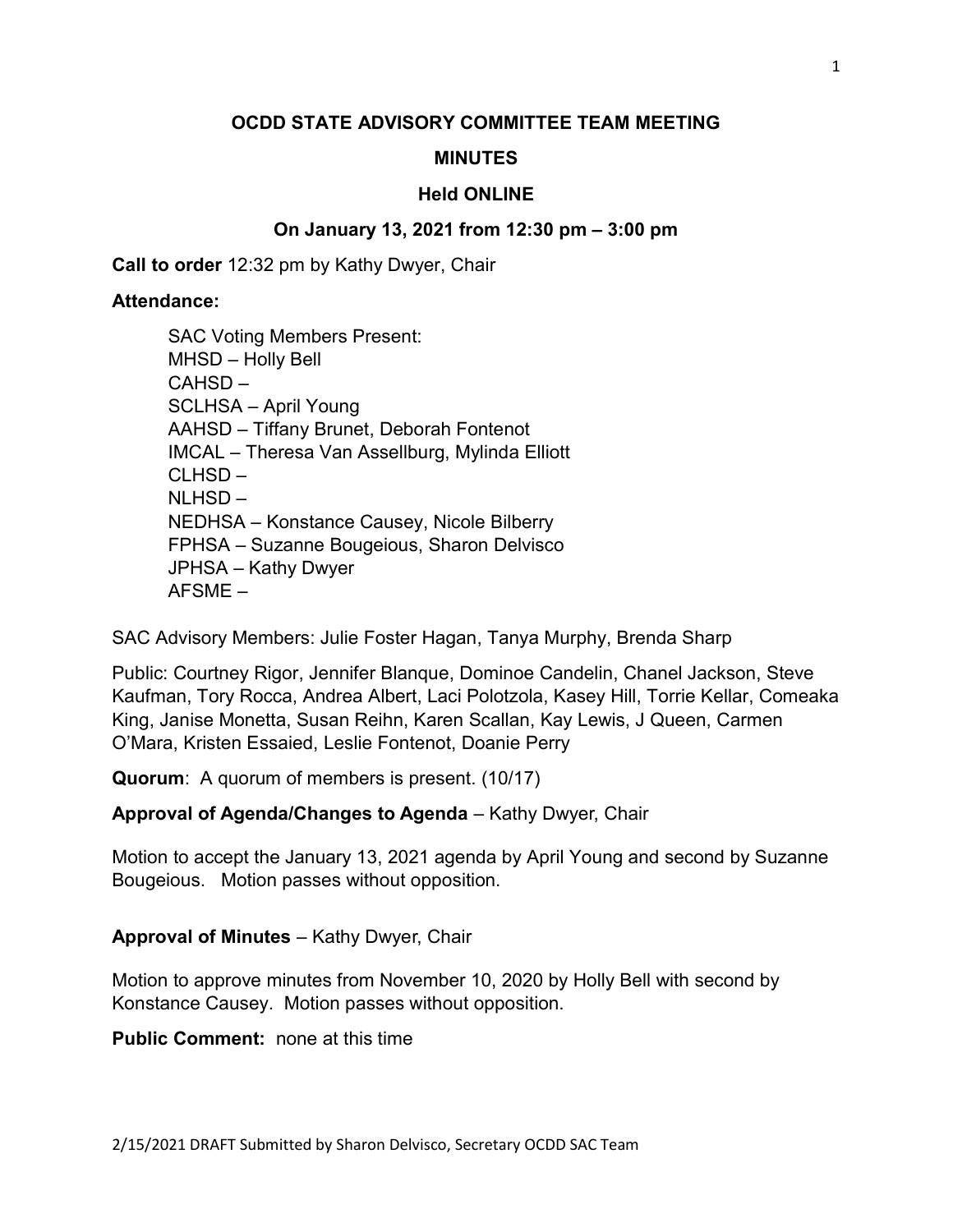# OCDD STATE ADVISORY COMMITTEE TEAM MEETING

## MINUTES

### Held ONLINE

### On January 13, 2021 from 12:30 pm – 3:00 pm

**Call to order** 12:32 pm by Kathy Dwyer, Chair

**Attendance:**

SAC Voting Members Present:
MHSD – Holly Bell
CAHSD –
SCLHSA – April Young
AAHSD – Tiffany Brunet, Deborah Fontenot
IMCAL – Theresa Van Assellburg, Mylinda Elliott
CLHSD –
NLHSD –
NEDHSA – Konstance Causey, Nicole Bilberry
FPHSA – Suzanne Bougeious, Sharon Delvisco
JPHSA – Kathy Dwyer
AFSME –

SAC Advisory Members: Julie Foster Hagan, Tanya Murphy, Brenda Sharp

Public: Courtney Rigor, Jennifer Blanque, Dominoe Candelin, Chanel Jackson, Steve Kaufman, Tory Rocca, Andrea Albert, Laci Polotzola, Kasey Hill, Torrie Kellar, Comeaka King, Janise Monetta, Susan Reihn, Karen Scallan, Kay Lewis, J Queen, Carmen O'Mara, Kristen Essaied, Leslie Fontenot, Doanie Perry

**Quorum**: A quorum of members is present. (10/17)

**Approval of Agenda/Changes to Agenda** – Kathy Dwyer, Chair

Motion to accept the January 13, 2021 agenda by April Young and second by Suzanne Bougeious. Motion passes without opposition.

**Approval of Minutes** – Kathy Dwyer, Chair

Motion to approve minutes from November 10, 2020 by Holly Bell with second by Konstance Causey. Motion passes without opposition.

**Public Comment:** none at this time

2/15/2021 DRAFT Submitted by Sharon Delvisco, Secretary OCDD SAC Team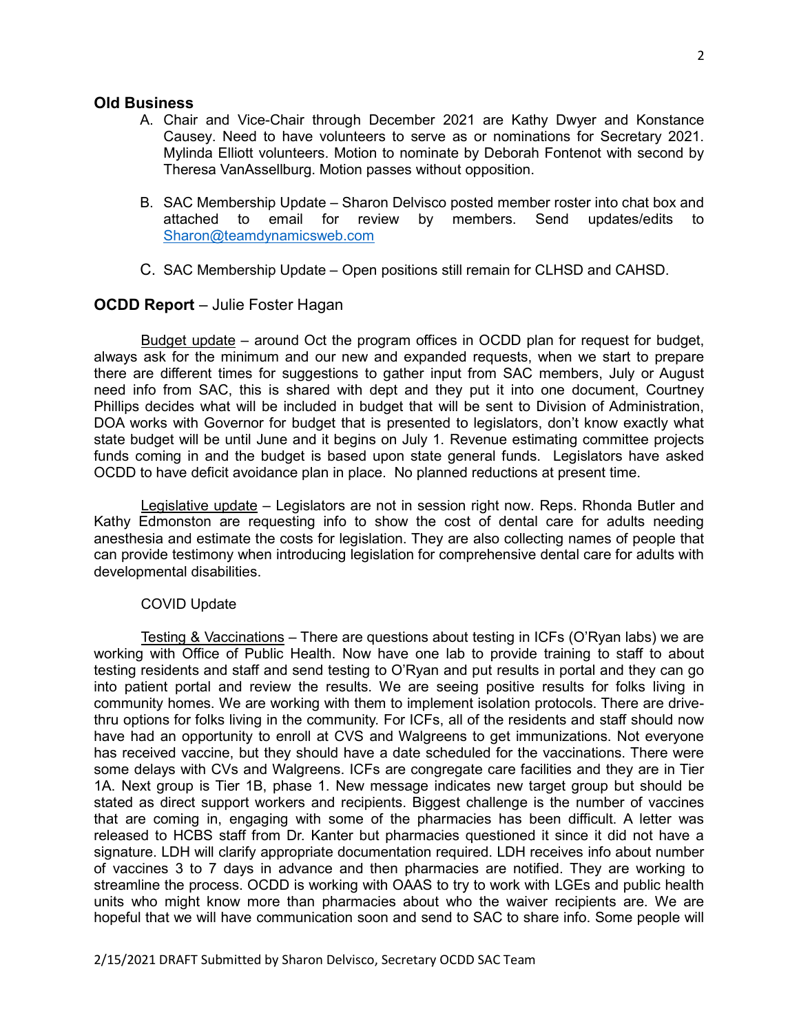## Old Business

A. Chair and Vice-Chair through December 2021 are Kathy Dwyer and Konstance Causey. Need to have volunteers to serve as or nominations for Secretary 2021. Mylinda Elliott volunteers. Motion to nominate by Deborah Fontenot with second by Theresa VanAssellburg. Motion passes without opposition.

B. SAC Membership Update – Sharon Delvisco posted member roster into chat box and attached to email for review by members. Send updates/edits to Sharon@teamdynamicsweb.com

C. SAC Membership Update – Open positions still remain for CLHSD and CAHSD.

## OCDD Report – Julie Foster Hagan

Budget update – around Oct the program offices in OCDD plan for request for budget, always ask for the minimum and our new and expanded requests, when we start to prepare there are different times for suggestions to gather input from SAC members, July or August need info from SAC, this is shared with dept and they put it into one document, Courtney Phillips decides what will be included in budget that will be sent to Division of Administration, DOA works with Governor for budget that is presented to legislators, don't know exactly what state budget will be until June and it begins on July 1. Revenue estimating committee projects funds coming in and the budget is based upon state general funds. Legislators have asked OCDD to have deficit avoidance plan in place. No planned reductions at present time.

Legislative update – Legislators are not in session right now. Reps. Rhonda Butler and Kathy Edmonston are requesting info to show the cost of dental care for adults needing anesthesia and estimate the costs for legislation. They are also collecting names of people that can provide testimony when introducing legislation for comprehensive dental care for adults with developmental disabilities.

COVID Update

Testing & Vaccinations – There are questions about testing in ICFs (O'Ryan labs) we are working with Office of Public Health. Now have one lab to provide training to staff to about testing residents and staff and send testing to O'Ryan and put results in portal and they can go into patient portal and review the results. We are seeing positive results for folks living in community homes. We are working with them to implement isolation protocols. There are drive-thru options for folks living in the community. For ICFs, all of the residents and staff should now have had an opportunity to enroll at CVS and Walgreens to get immunizations. Not everyone has received vaccine, but they should have a date scheduled for the vaccinations. There were some delays with CVs and Walgreens. ICFs are congregate care facilities and they are in Tier 1A. Next group is Tier 1B, phase 1. New message indicates new target group but should be stated as direct support workers and recipients. Biggest challenge is the number of vaccines that are coming in, engaging with some of the pharmacies has been difficult. A letter was released to HCBS staff from Dr. Kanter but pharmacies questioned it since it did not have a signature. LDH will clarify appropriate documentation required. LDH receives info about number of vaccines 3 to 7 days in advance and then pharmacies are notified. They are working to streamline the process. OCDD is working with OAAS to try to work with LGEs and public health units who might know more than pharmacies about who the waiver recipients are. We are hopeful that we will have communication soon and send to SAC to share info. Some people will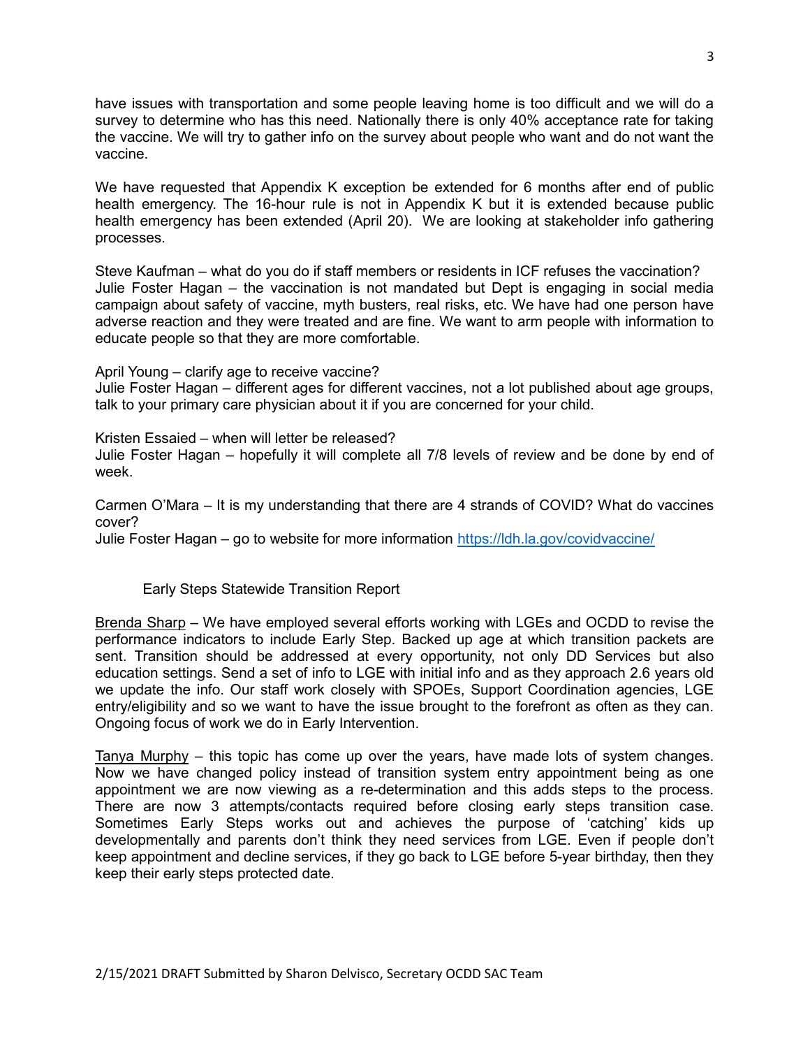have issues with transportation and some people leaving home is too difficult and we will do a survey to determine who has this need. Nationally there is only 40% acceptance rate for taking the vaccine. We will try to gather info on the survey about people who want and do not want the vaccine.

We have requested that Appendix K exception be extended for 6 months after end of public health emergency. The 16-hour rule is not in Appendix K but it is extended because public health emergency has been extended (April 20). We are looking at stakeholder info gathering processes.

Steve Kaufman – what do you do if staff members or residents in ICF refuses the vaccination?
Julie Foster Hagan – the vaccination is not mandated but Dept is engaging in social media campaign about safety of vaccine, myth busters, real risks, etc. We have had one person have adverse reaction and they were treated and are fine. We want to arm people with information to educate people so that they are more comfortable.

April Young – clarify age to receive vaccine?
Julie Foster Hagan – different ages for different vaccines, not a lot published about age groups, talk to your primary care physician about it if you are concerned for your child.

Kristen Essaied – when will letter be released?
Julie Foster Hagan – hopefully it will complete all 7/8 levels of review and be done by end of week.

Carmen O'Mara – It is my understanding that there are 4 strands of COVID? What do vaccines cover?
Julie Foster Hagan – go to website for more information https://ldh.la.gov/covidvaccine/

Early Steps Statewide Transition Report

Brenda Sharp – We have employed several efforts working with LGEs and OCDD to revise the performance indicators to include Early Step. Backed up age at which transition packets are sent. Transition should be addressed at every opportunity, not only DD Services but also education settings. Send a set of info to LGE with initial info and as they approach 2.6 years old we update the info. Our staff work closely with SPOEs, Support Coordination agencies, LGE entry/eligibility and so we want to have the issue brought to the forefront as often as they can. Ongoing focus of work we do in Early Intervention.

Tanya Murphy – this topic has come up over the years, have made lots of system changes. Now we have changed policy instead of transition system entry appointment being as one appointment we are now viewing as a re-determination and this adds steps to the process. There are now 3 attempts/contacts required before closing early steps transition case. Sometimes Early Steps works out and achieves the purpose of 'catching' kids up developmentally and parents don't think they need services from LGE. Even if people don't keep appointment and decline services, if they go back to LGE before 5-year birthday, then they keep their early steps protected date.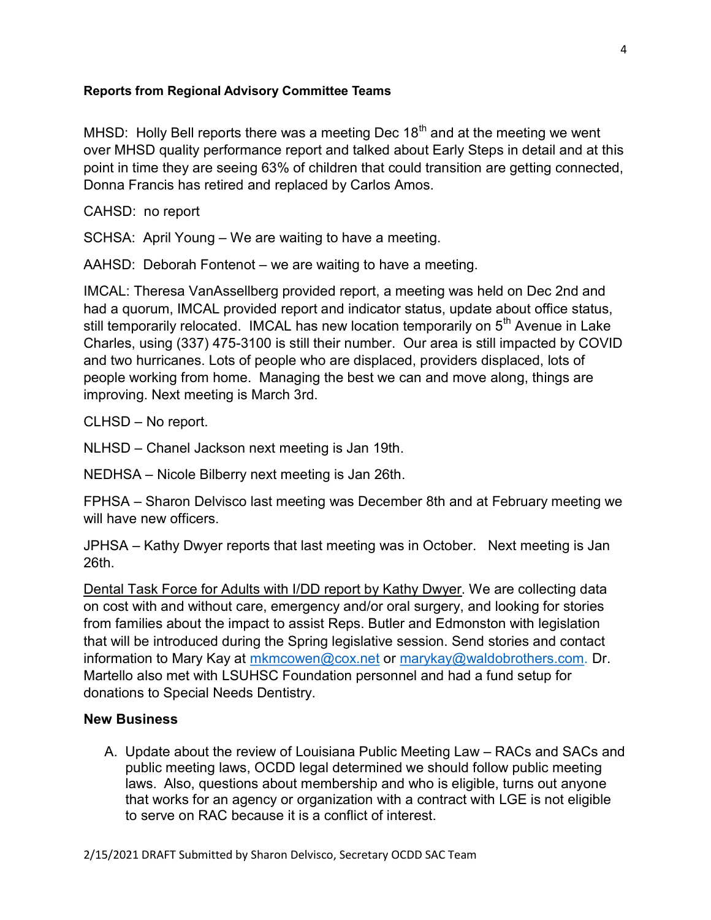**Reports from Regional Advisory Committee Teams**

MHSD: Holly Bell reports there was a meeting Dec 18th and at the meeting we went over MHSD quality performance report and talked about Early Steps in detail and at this point in time they are seeing 63% of children that could transition are getting connected, Donna Francis has retired and replaced by Carlos Amos.

CAHSD: no report

SCHSA: April Young – We are waiting to have a meeting.

AAHSD: Deborah Fontenot – we are waiting to have a meeting.

IMCAL: Theresa VanAssellberg provided report, a meeting was held on Dec 2nd and had a quorum, IMCAL provided report and indicator status, update about office status, still temporarily relocated. IMCAL has new location temporarily on 5th Avenue in Lake Charles, using (337) 475-3100 is still their number. Our area is still impacted by COVID and two hurricanes. Lots of people who are displaced, providers displaced, lots of people working from home. Managing the best we can and move along, things are improving. Next meeting is March 3rd.

CLHSD – No report.

NLHSD – Chanel Jackson next meeting is Jan 19th.

NEDHSA – Nicole Bilberry next meeting is Jan 26th.

FPHSA – Sharon Delvisco last meeting was December 8th and at February meeting we will have new officers.

JPHSA – Kathy Dwyer reports that last meeting was in October. Next meeting is Jan 26th.

Dental Task Force for Adults with I/DD report by Kathy Dwyer. We are collecting data on cost with and without care, emergency and/or oral surgery, and looking for stories from families about the impact to assist Reps. Butler and Edmonston with legislation that will be introduced during the Spring legislative session. Send stories and contact information to Mary Kay at mkmcowen@cox.net or marykay@waldobrothers.com. Dr. Martello also met with LSUHSC Foundation personnel and had a fund setup for donations to Special Needs Dentistry.

**New Business**

A. Update about the review of Louisiana Public Meeting Law – RACs and SACs and public meeting laws, OCDD legal determined we should follow public meeting laws. Also, questions about membership and who is eligible, turns out anyone that works for an agency or organization with a contract with LGE is not eligible to serve on RAC because it is a conflict of interest.

2/15/2021 DRAFT Submitted by Sharon Delvisco, Secretary OCDD SAC Team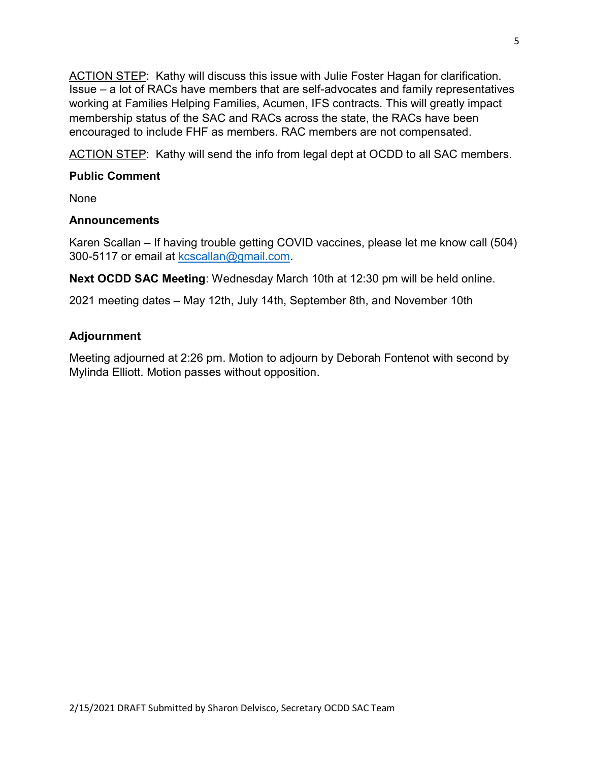<u>ACTION STEP</u>: Kathy will discuss this issue with Julie Foster Hagan for clarification. Issue – a lot of RACs have members that are self-advocates and family representatives working at Families Helping Families, Acumen, IFS contracts. This will greatly impact membership status of the SAC and RACs across the state, the RACs have been encouraged to include FHF as members. RAC members are not compensated.

<u>ACTION STEP</u>: Kathy will send the info from legal dept at OCDD to all SAC members.

**Public Comment**

None

**Announcements**

Karen Scallan – If having trouble getting COVID vaccines, please let me know call (504) 300-5117 or email at kcscallan@gmail.com.

**Next OCDD SAC Meeting**: Wednesday March 10th at 12:30 pm will be held online.

2021 meeting dates – May 12th, July 14th, September 8th, and November 10th

**Adjournment**

Meeting adjourned at 2:26 pm. Motion to adjourn by Deborah Fontenot with second by Mylinda Elliott. Motion passes without opposition.

2/15/2021 DRAFT Submitted by Sharon Delvisco, Secretary OCDD SAC Team